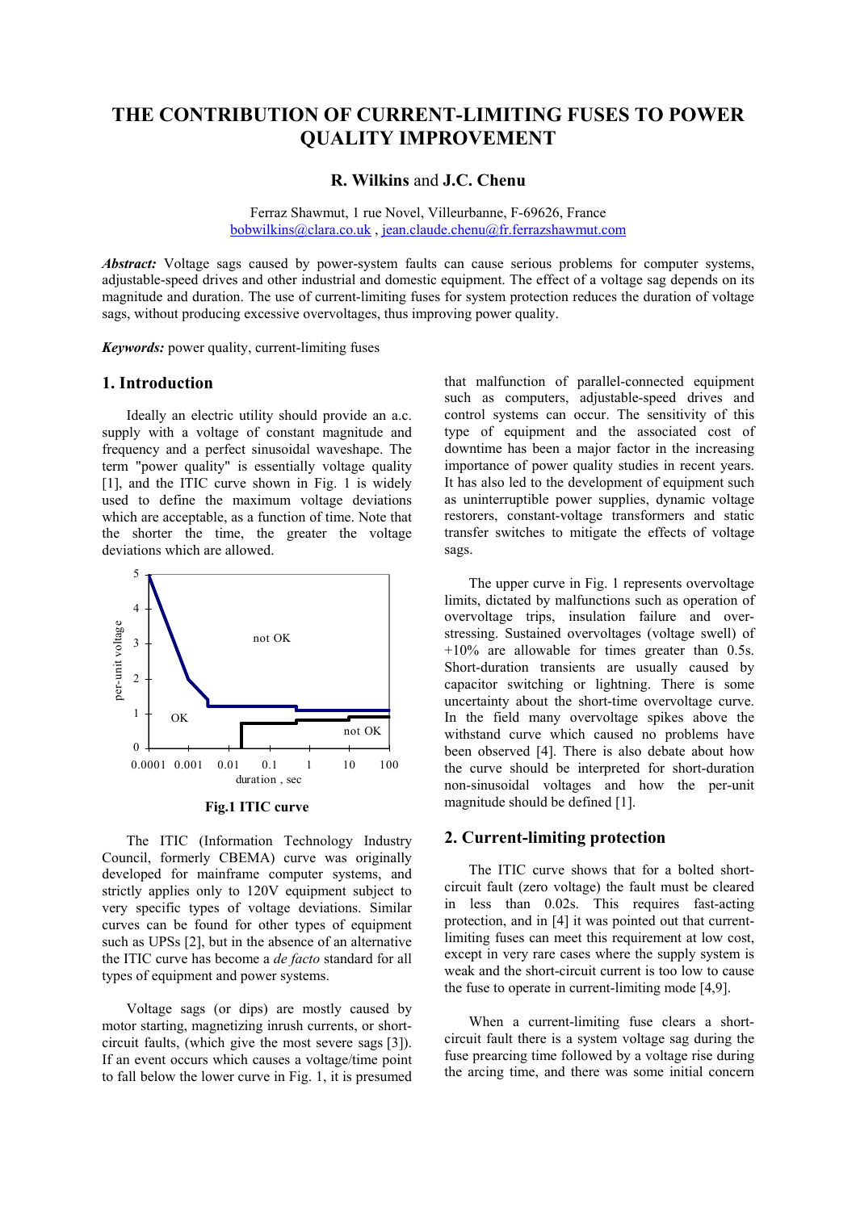# THE CONTRIBUTION OF CURRENT-LIMITING FUSES TO POWER QUALITY IMPROVEMENT

**R. Wilkins** and **J.C. Chenu**

Ferraz Shawmut, 1 rue Novel, Villeurbanne, F-69626, France
bobwilkins@clara.co.uk , jean.claude.chenu@fr.ferrazshawmut.com

***Abstract:*** Voltage sags caused by power-system faults can cause serious problems for computer systems, adjustable-speed drives and other industrial and domestic equipment. The effect of a voltage sag depends on its magnitude and duration. The use of current-limiting fuses for system protection reduces the duration of voltage sags, without producing excessive overvoltages, thus improving power quality.

***Keywords:*** power quality, current-limiting fuses

## 1. Introduction

Ideally an electric utility should provide an a.c. supply with a voltage of constant magnitude and frequency and a perfect sinusoidal waveshape. The term "power quality" is essentially voltage quality [1], and the ITIC curve shown in Fig. 1 is widely used to define the maximum voltage deviations which are acceptable, as a function of time. Note that the shorter the time, the greater the voltage deviations which are allowed.

**Fig.1 ITIC curve**

The ITIC (Information Technology Industry Council, formerly CBEMA) curve was originally developed for mainframe computer systems, and strictly applies only to 120V equipment subject to very specific types of voltage deviations. Similar curves can be found for other types of equipment such as UPSs [2], but in the absence of an alternative the ITIC curve has become a *de facto* standard for all types of equipment and power systems.

Voltage sags (or dips) are mostly caused by motor starting, magnetizing inrush currents, or short-circuit faults, (which give the most severe sags [3]). If an event occurs which causes a voltage/time point to fall below the lower curve in Fig. 1, it is presumed that malfunction of parallel-connected equipment such as computers, adjustable-speed drives and control systems can occur. The sensitivity of this type of equipment and the associated cost of downtime has been a major factor in the increasing importance of power quality studies in recent years. It has also led to the development of equipment such as uninterruptible power supplies, dynamic voltage restorers, constant-voltage transformers and static transfer switches to mitigate the effects of voltage sags.

The upper curve in Fig. 1 represents overvoltage limits, dictated by malfunctions such as operation of overvoltage trips, insulation failure and over-stressing. Sustained overvoltages (voltage swell) of +10% are allowable for times greater than 0.5s. Short-duration transients are usually caused by capacitor switching or lightning. There is some uncertainty about the short-time overvoltage curve. In the field many overvoltage spikes above the withstand curve which caused no problems have been observed [4]. There is also debate about how the curve should be interpreted for short-duration non-sinusoidal voltages and how the per-unit magnitude should be defined [1].

## 2. Current-limiting protection

The ITIC curve shows that for a bolted short-circuit fault (zero voltage) the fault must be cleared in less than 0.02s. This requires fast-acting protection, and in [4] it was pointed out that current-limiting fuses can meet this requirement at low cost, except in very rare cases where the supply system is weak and the short-circuit current is too low to cause the fuse to operate in current-limiting mode [4,9].

When a current-limiting fuse clears a short-circuit fault there is a system voltage sag during the fuse prearcing time followed by a voltage rise during the arcing time, and there was some initial concern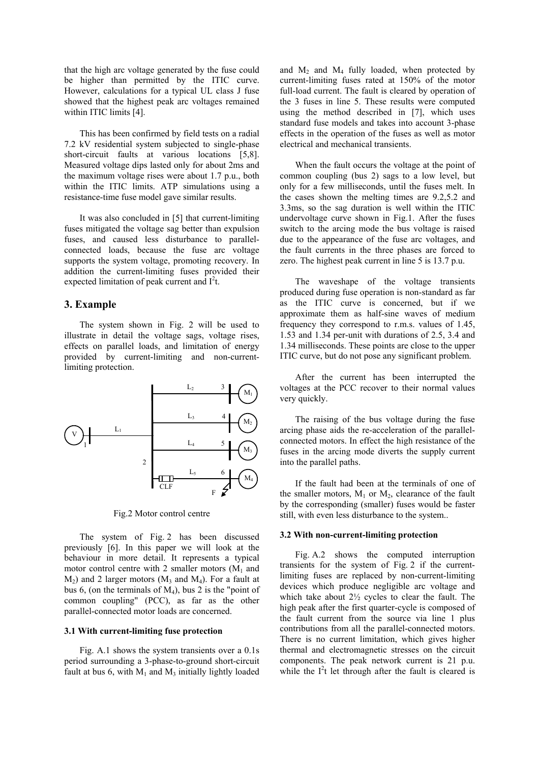that the high arc voltage generated by the fuse could be higher than permitted by the ITIC curve. However, calculations for a typical UL class J fuse showed that the highest peak arc voltages remained within ITIC limits [4].

This has been confirmed by field tests on a radial 7.2 kV residential system subjected to single-phase short-circuit faults at various locations [5,8]. Measured voltage dips lasted only for about 2ms and the maximum voltage rises were about 1.7 p.u., both within the ITIC limits. ATP simulations using a resistance-time fuse model gave similar results.

It was also concluded in [5] that current-limiting fuses mitigated the voltage sag better than expulsion fuses, and caused less disturbance to parallel-connected loads, because the fuse arc voltage supports the system voltage, promoting recovery. In addition the current-limiting fuses provided their expected limitation of peak current and $I^2t$.

## 3. Example

The system shown in Fig. 2 will be used to illustrate in detail the voltage sags, voltage rises, effects on parallel loads, and limitation of energy provided by current-limiting and non-current-limiting protection.

Fig.2 Motor control centre

The system of Fig. 2 has been discussed previously [6]. In this paper we will look at the behaviour in more detail. It represents a typical motor control centre with 2 smaller motors ($M_1$ and $M_2$) and 2 larger motors ($M_3$ and $M_4$). For a fault at bus 6, (on the terminals of $M_4$), bus 2 is the "point of common coupling" (PCC), as far as the other parallel-connected motor loads are concerned.

### 3.1 With current-limiting fuse protection

Fig. A.1 shows the system transients over a 0.1s period surrounding a 3-phase-to-ground short-circuit fault at bus 6, with $M_1$ and $M_3$ initially lightly loaded and $M_2$ and $M_4$ fully loaded, when protected by current-limiting fuses rated at 150% of the motor full-load current. The fault is cleared by operation of the 3 fuses in line 5. These results were computed using the method described in [7], which uses standard fuse models and takes into account 3-phase effects in the operation of the fuses as well as motor electrical and mechanical transients.

When the fault occurs the voltage at the point of common coupling (bus 2) sags to a low level, but only for a few milliseconds, until the fuses melt. In the cases shown the melting times are 9.2,5.2 and 3.3ms, so the sag duration is well within the ITIC undervoltage curve shown in Fig.1. After the fuses switch to the arcing mode the bus voltage is raised due to the appearance of the fuse arc voltages, and the fault currents in the three phases are forced to zero. The highest peak current in line 5 is 13.7 p.u.

The waveshape of the voltage transients produced during fuse operation is non-standard as far as the ITIC curve is concerned, but if we approximate them as half-sine waves of medium frequency they correspond to r.m.s. values of 1.45, 1.53 and 1.34 per-unit with durations of 2.5, 3.4 and 1.34 milliseconds. These points are close to the upper ITIC curve, but do not pose any significant problem.

After the current has been interrupted the voltages at the PCC recover to their normal values very quickly.

The raising of the bus voltage during the fuse arcing phase aids the re-acceleration of the parallel-connected motors. In effect the high resistance of the fuses in the arcing mode diverts the supply current into the parallel paths.

If the fault had been at the terminals of one of the smaller motors, $M_1$ or $M_2$, clearance of the fault by the corresponding (smaller) fuses would be faster still, with even less disturbance to the system..

### 3.2 With non-current-limiting protection

Fig. A.2 shows the computed interruption transients for the system of Fig. 2 if the current-limiting fuses are replaced by non-current-limiting devices which produce negligible arc voltage and which take about 2½ cycles to clear the fault. The high peak after the first quarter-cycle is composed of the fault current from the source via line 1 plus contributions from all the parallel-connected motors. There is no current limitation, which gives higher thermal and electromagnetic stresses on the circuit components. The peak network current is 21 p.u. while the $I^2t$ let through after the fault is cleared is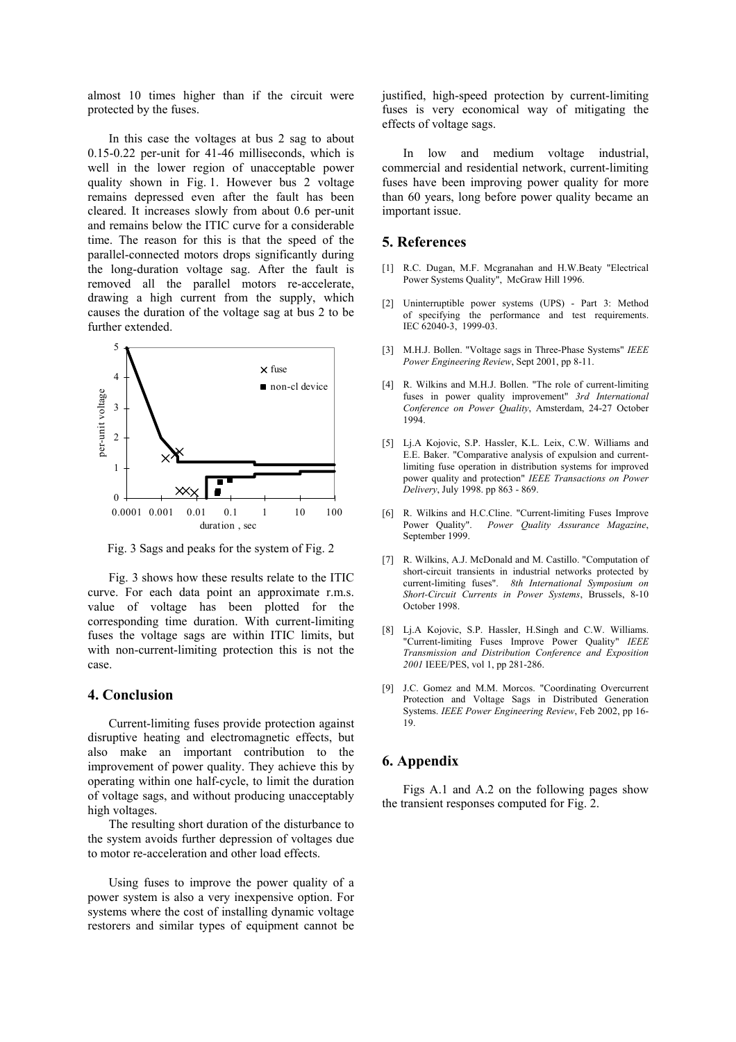almost 10 times higher than if the circuit were protected by the fuses.

In this case the voltages at bus 2 sag to about 0.15-0.22 per-unit for 41-46 milliseconds, which is well in the lower region of unacceptable power quality shown in Fig. 1. However bus 2 voltage remains depressed even after the fault has been cleared. It increases slowly from about 0.6 per-unit and remains below the ITIC curve for a considerable time. The reason for this is that the speed of the parallel-connected motors drops significantly during the long-duration voltage sag. After the fault is removed all the parallel motors re-accelerate, drawing a high current from the supply, which causes the duration of the voltage sag at bus 2 to be further extended.

Fig. 3 Sags and peaks for the system of Fig. 2

Fig. 3 shows how these results relate to the ITIC curve. For each data point an approximate r.m.s. value of voltage has been plotted for the corresponding time duration. With current-limiting fuses the voltage sags are within ITIC limits, but with non-current-limiting protection this is not the case.

## 4. Conclusion

Current-limiting fuses provide protection against disruptive heating and electromagnetic effects, but also make an important contribution to the improvement of power quality. They achieve this by operating within one half-cycle, to limit the duration of voltage sags, and without producing unacceptably high voltages.

The resulting short duration of the disturbance to the system avoids further depression of voltages due to motor re-acceleration and other load effects.

Using fuses to improve the power quality of a power system is also a very inexpensive option. For systems where the cost of installing dynamic voltage restorers and similar types of equipment cannot be justified, high-speed protection by current-limiting fuses is very economical way of mitigating the effects of voltage sags.

In low and medium voltage industrial, commercial and residential network, current-limiting fuses have been improving power quality for more than 60 years, long before power quality became an important issue.

## 5. References

[1] R.C. Dugan, M.F. Mcgranahan and H.W.Beaty "Electrical Power Systems Quality", McGraw Hill 1996.

[2] Uninterruptible power systems (UPS) - Part 3: Method of specifying the performance and test requirements. IEC 62040-3, 1999-03.

[3] M.H.J. Bollen. "Voltage sags in Three-Phase Systems" *IEEE Power Engineering Review*, Sept 2001, pp 8-11.

[4] R. Wilkins and M.H.J. Bollen. "The role of current-limiting fuses in power quality improvement" *3rd International Conference on Power Quality*, Amsterdam, 24-27 October 1994.

[5] Lj.A Kojovic, S.P. Hassler, K.L. Leix, C.W. Williams and E.E. Baker. "Comparative analysis of expulsion and current-limiting fuse operation in distribution systems for improved power quality and protection" *IEEE Transactions on Power Delivery*, July 1998. pp 863 - 869.

[6] R. Wilkins and H.C.Cline. "Current-limiting Fuses Improve Power Quality". *Power Quality Assurance Magazine*, September 1999.

[7] R. Wilkins, A.J. McDonald and M. Castillo. "Computation of short-circuit transients in industrial networks protected by current-limiting fuses". *8th International Symposium on Short-Circuit Currents in Power Systems*, Brussels, 8-10 October 1998.

[8] Lj.A Kojovic, S.P. Hassler, H.Singh and C.W. Williams. "Current-limiting Fuses Improve Power Quality" *IEEE Transmission and Distribution Conference and Exposition 2001* IEEE/PES, vol 1, pp 281-286.

[9] J.C. Gomez and M.M. Morcos. "Coordinating Overcurrent Protection and Voltage Sags in Distributed Generation Systems. *IEEE Power Engineering Review*, Feb 2002, pp 16-19.

## 6. Appendix

Figs A.1 and A.2 on the following pages show the transient responses computed for Fig. 2.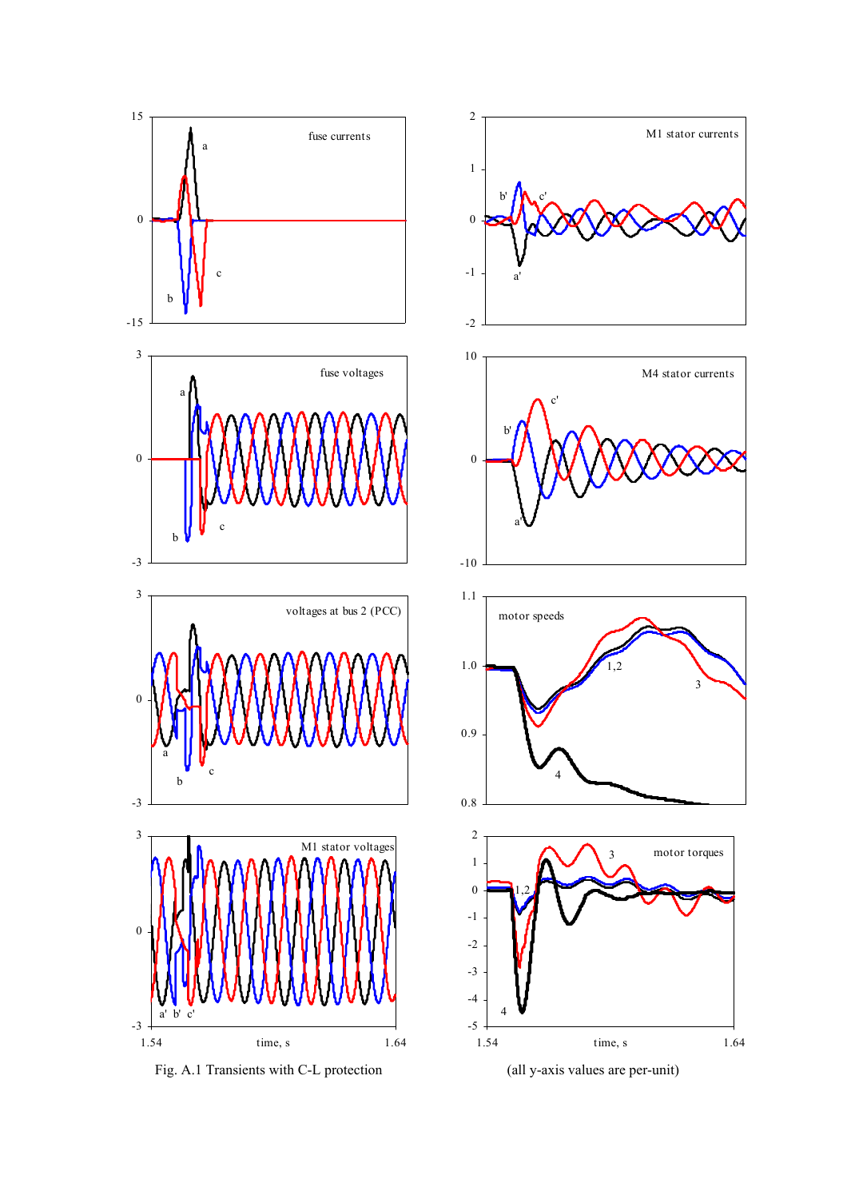Fig. A.1 Transients with C-L protection

(all y-axis values are per-unit)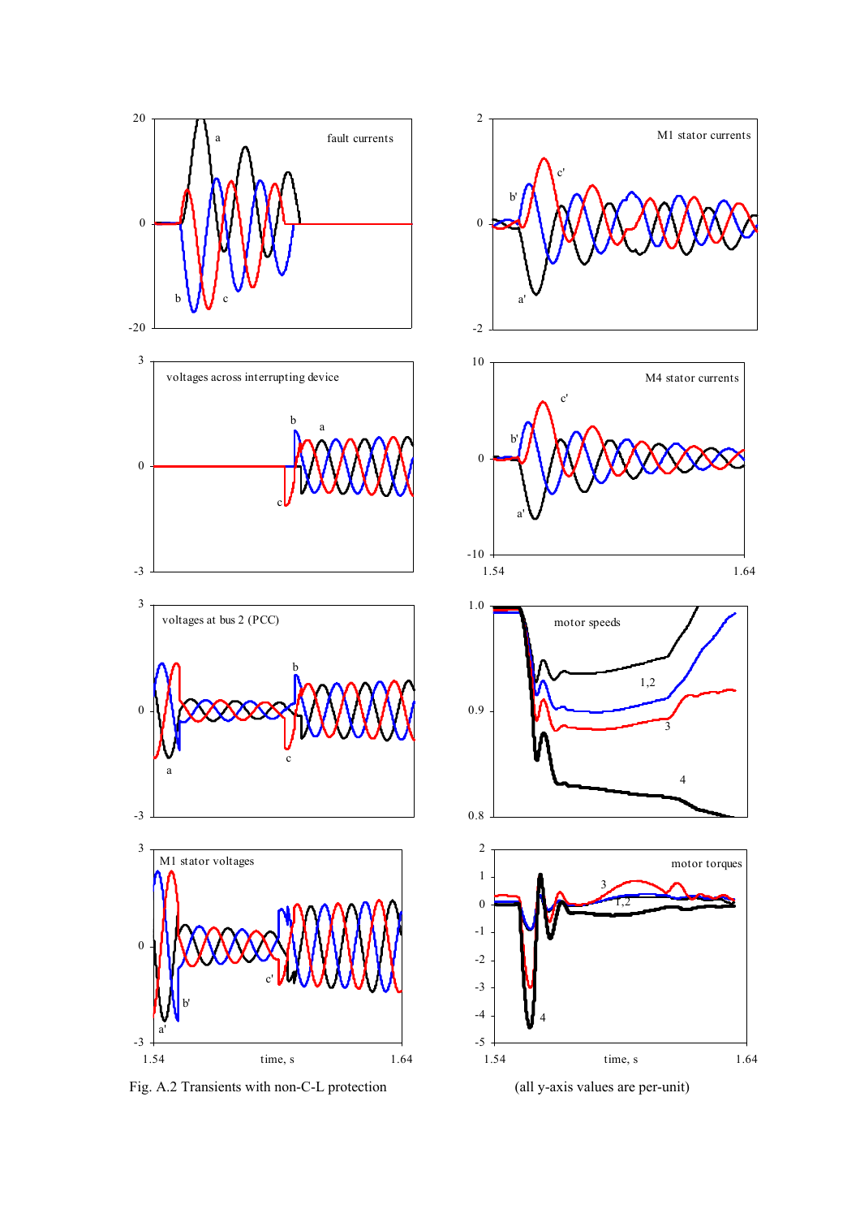20

0

-20

fault currents

a

b

c

2

0

-2

M1 stator currents

c'

b'

a'

3

0

-3

voltages across interrupting device

b

a

c

10

0

-10

M4 stator currents

c'

b'

a'

1.54

1.64

3

0

-3

voltages at bus 2 (PCC)

a

b

c

1.0

0.9

0.8

motor speeds

1,2

3

4

3

0

-3

M1 stator voltages

b'

a'

c'

1.54

time, s

1.64

2

1

0

-1

-2

-3

-4

-5

motor torques

3

1,2

4

1.54

time, s

1.64

Fig. A.2 Transients with non-C-L protection

(all y-axis values are per-unit)